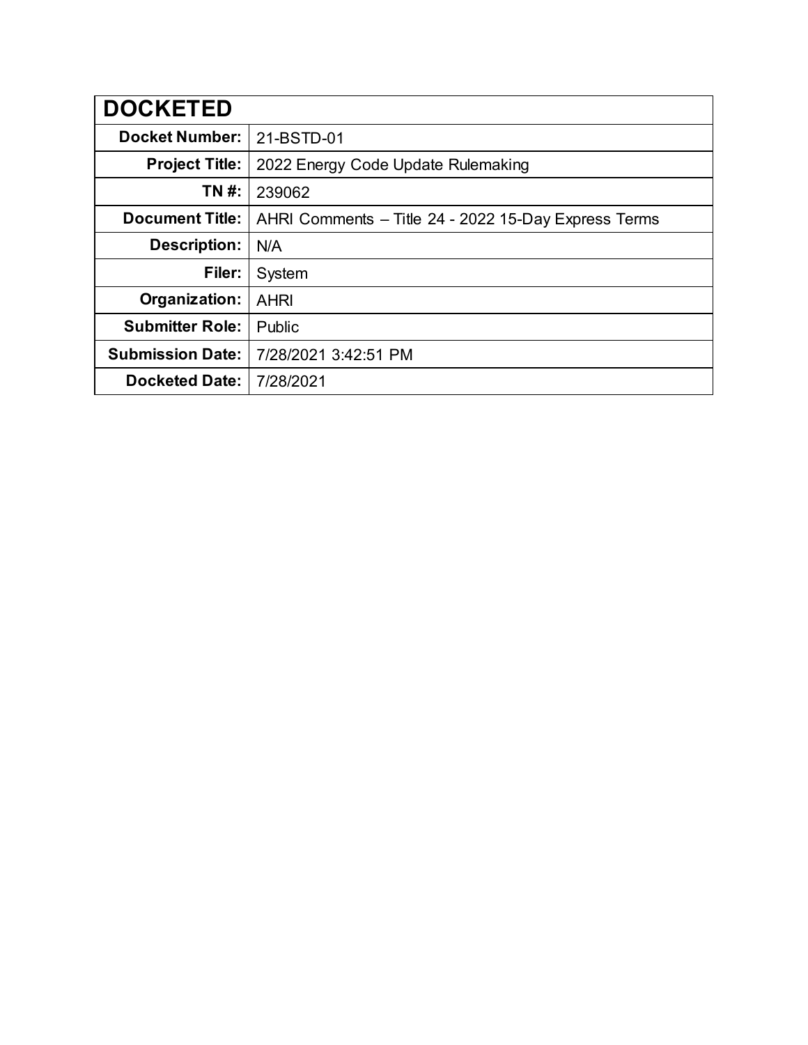| DOCKETED | |
|---|---|
| **Docket Number:** | 21-BSTD-01 |
| **Project Title:** | 2022 Energy Code Update Rulemaking |
| **TN #:** | 239062 |
| **Document Title:** | AHRI Comments – Title 24 - 2022 15-Day Express Terms |
| **Description:** | N/A |
| **Filer:** | System |
| **Organization:** | AHRI |
| **Submitter Role:** | Public |
| **Submission Date:** | 7/28/2021 3:42:51 PM |
| **Docketed Date:** | 7/28/2021 |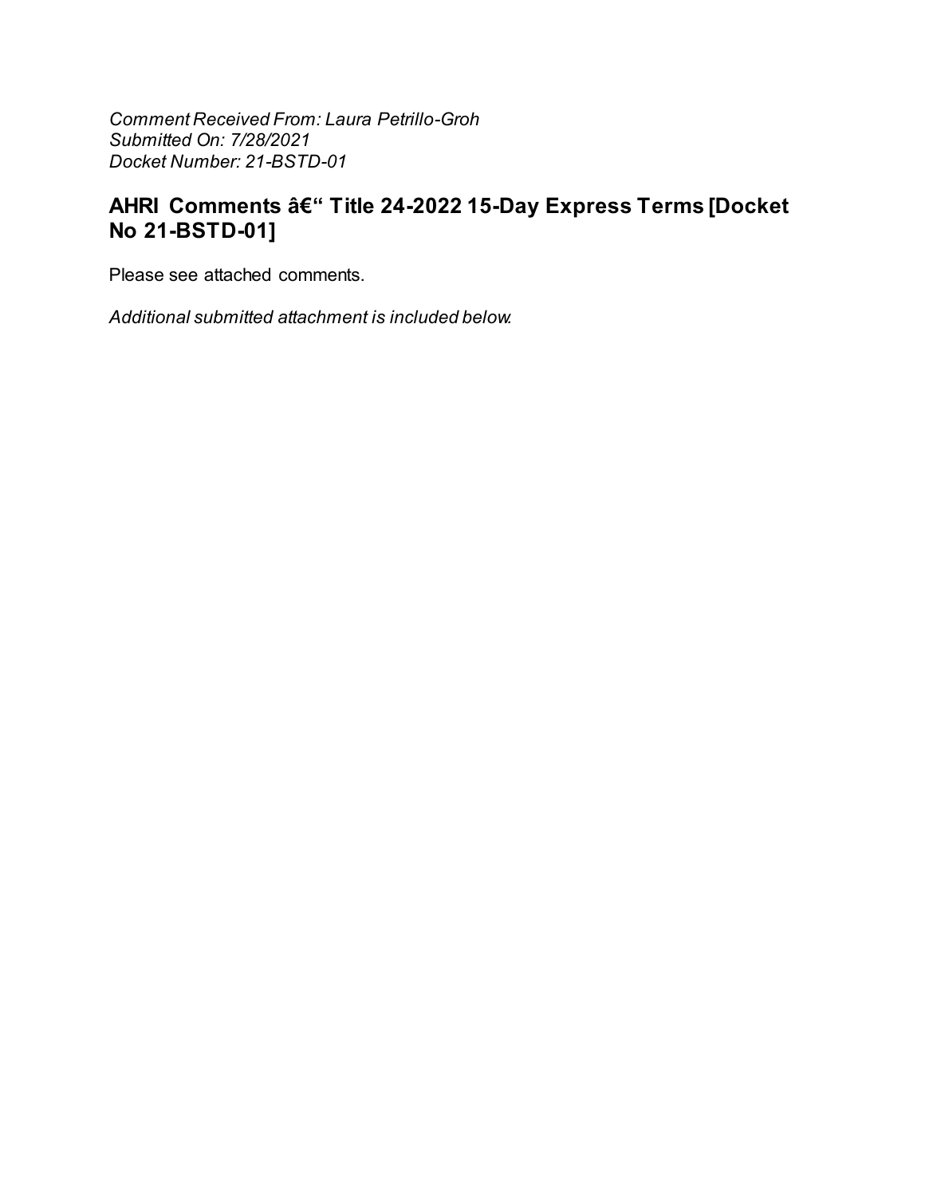*Comment Received From: Laura Petrillo-Groh*
*Submitted On: 7/28/2021*
*Docket Number: 21-BSTD-01*

## AHRI Comments â€“ Title 24-2022 15-Day Express Terms [Docket No 21-BSTD-01]

Please see attached comments.

*Additional submitted attachment is included below.*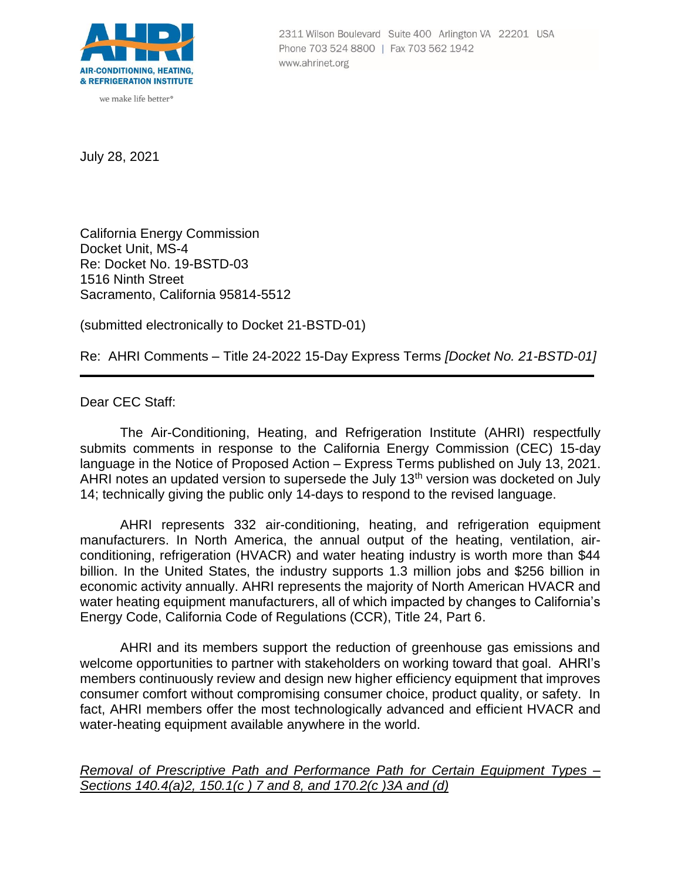July 28, 2021

California Energy Commission
Docket Unit, MS-4
Re: Docket No. 19-BSTD-03
1516 Ninth Street
Sacramento, California 95814-5512

(submitted electronically to Docket 21-BSTD-01)

Re: AHRI Comments – Title 24-2022 15-Day Express Terms *[Docket No. 21-BSTD-01]*

---

Dear CEC Staff:

The Air-Conditioning, Heating, and Refrigeration Institute (AHRI) respectfully submits comments in response to the California Energy Commission (CEC) 15-day language in the Notice of Proposed Action – Express Terms published on July 13, 2021. AHRI notes an updated version to supersede the July 13th version was docketed on July 14; technically giving the public only 14-days to respond to the revised language.

AHRI represents 332 air-conditioning, heating, and refrigeration equipment manufacturers. In North America, the annual output of the heating, ventilation, air-conditioning, refrigeration (HVACR) and water heating industry is worth more than $44 billion. In the United States, the industry supports 1.3 million jobs and $256 billion in economic activity annually. AHRI represents the majority of North American HVACR and water heating equipment manufacturers, all of which impacted by changes to California's Energy Code, California Code of Regulations (CCR), Title 24, Part 6.

AHRI and its members support the reduction of greenhouse gas emissions and welcome opportunities to partner with stakeholders on working toward that goal. AHRI's members continuously review and design new higher efficiency equipment that improves consumer comfort without compromising consumer choice, product quality, or safety. In fact, AHRI members offer the most technologically advanced and efficient HVACR and water-heating equipment available anywhere in the world.

*Removal of Prescriptive Path and Performance Path for Certain Equipment Types – Sections 140.4(a)2, 150.1(c ) 7 and 8, and 170.2(c )3A and (d)*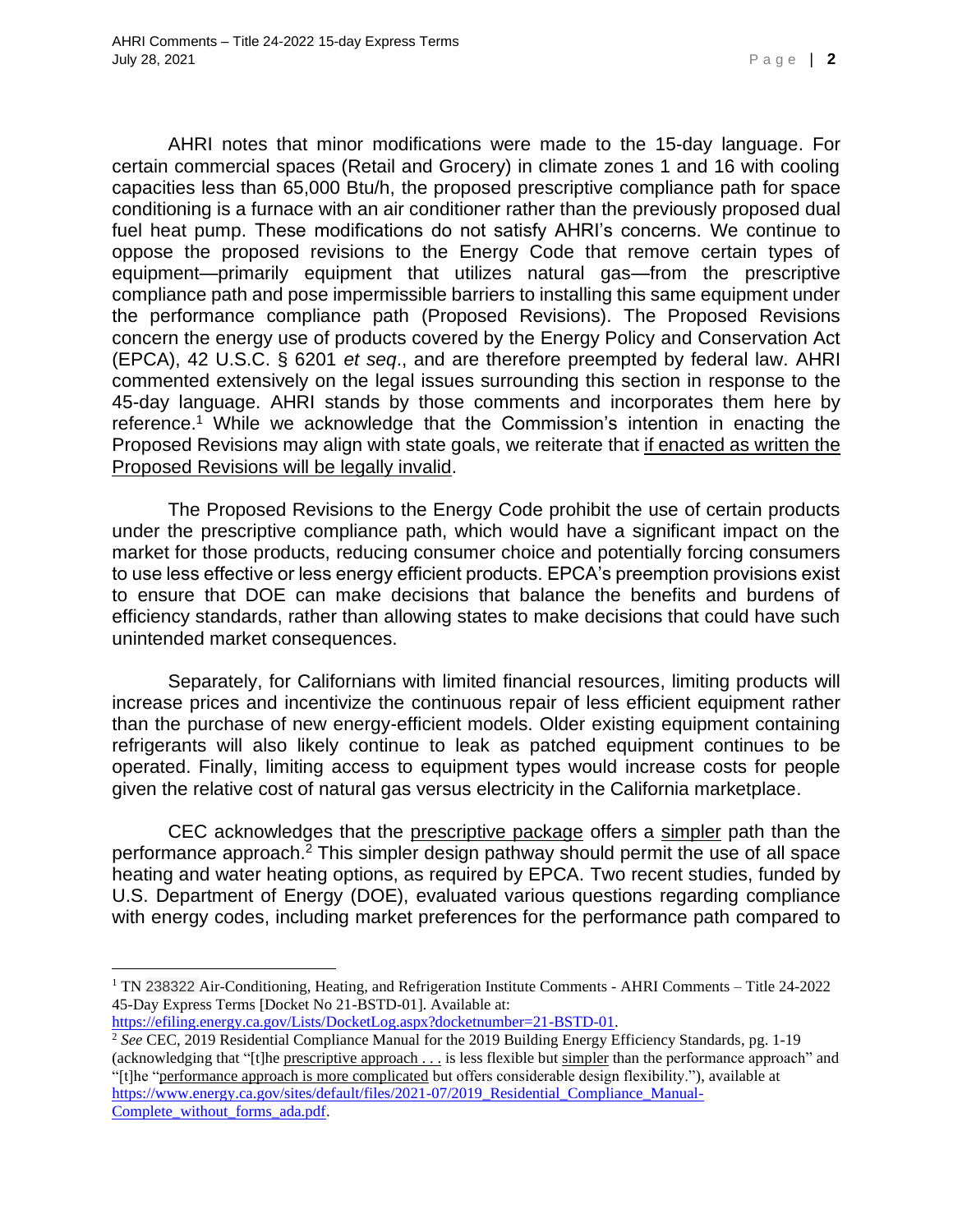AHRI notes that minor modifications were made to the 15-day language. For certain commercial spaces (Retail and Grocery) in climate zones 1 and 16 with cooling capacities less than 65,000 Btu/h, the proposed prescriptive compliance path for space conditioning is a furnace with an air conditioner rather than the previously proposed dual fuel heat pump. These modifications do not satisfy AHRI's concerns. We continue to oppose the proposed revisions to the Energy Code that remove certain types of equipment—primarily equipment that utilizes natural gas—from the prescriptive compliance path and pose impermissible barriers to installing this same equipment under the performance compliance path (Proposed Revisions). The Proposed Revisions concern the energy use of products covered by the Energy Policy and Conservation Act (EPCA), 42 U.S.C. § 6201 *et seq*., and are therefore preempted by federal law. AHRI commented extensively on the legal issues surrounding this section in response to the 45-day language. AHRI stands by those comments and incorporates them here by reference.[1] While we acknowledge that the Commission's intention in enacting the Proposed Revisions may align with state goals, we reiterate that <u>if enacted as written the Proposed Revisions will be legally invalid</u>.

The Proposed Revisions to the Energy Code prohibit the use of certain products under the prescriptive compliance path, which would have a significant impact on the market for those products, reducing consumer choice and potentially forcing consumers to use less effective or less energy efficient products. EPCA's preemption provisions exist to ensure that DOE can make decisions that balance the benefits and burdens of efficiency standards, rather than allowing states to make decisions that could have such unintended market consequences.

Separately, for Californians with limited financial resources, limiting products will increase prices and incentivize the continuous repair of less efficient equipment rather than the purchase of new energy-efficient models. Older existing equipment containing refrigerants will also likely continue to leak as patched equipment continues to be operated. Finally, limiting access to equipment types would increase costs for people given the relative cost of natural gas versus electricity in the California marketplace.

CEC acknowledges that the <u>prescriptive package</u> offers a <u>simpler</u> path than the performance approach.[2] This simpler design pathway should permit the use of all space heating and water heating options, as required by EPCA. Two recent studies, funded by U.S. Department of Energy (DOE), evaluated various questions regarding compliance with energy codes, including market preferences for the performance path compared to

---

[1] TN 238322 Air-Conditioning, Heating, and Refrigeration Institute Comments - AHRI Comments – Title 24-2022 45-Day Express Terms [Docket No 21-BSTD-01]. Available at: https://efiling.energy.ca.gov/Lists/DocketLog.aspx?docketnumber=21-BSTD-01.

[2] *See* CEC, 2019 Residential Compliance Manual for the 2019 Building Energy Efficiency Standards, pg. 1-19 (acknowledging that "[t]he <u>prescriptive approach . . .</u> is less flexible but <u>simpler</u> than the performance approach" and "[t]he "<u>performance approach is more complicated</u> but offers considerable design flexibility."), available at https://www.energy.ca.gov/sites/default/files/2021-07/2019_Residential_Compliance_Manual-Complete_without_forms_ada.pdf.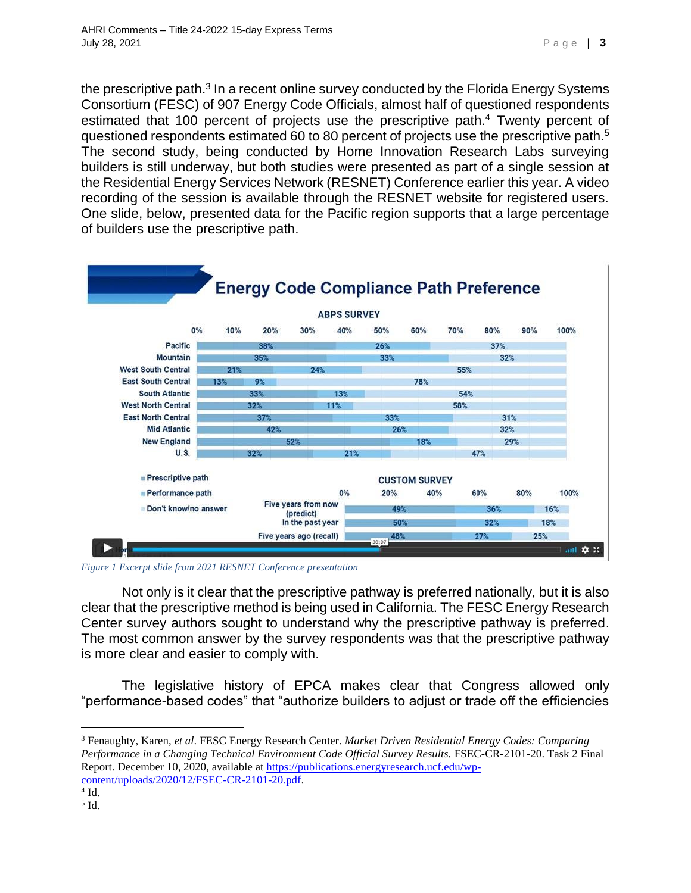the prescriptive path.[3] In a recent online survey conducted by the Florida Energy Systems Consortium (FESC) of 907 Energy Code Officials, almost half of questioned respondents estimated that 100 percent of projects use the prescriptive path.[4] Twenty percent of questioned respondents estimated 60 to 80 percent of projects use the prescriptive path.[5] The second study, being conducted by Home Innovation Research Labs surveying builders is still underway, but both studies were presented as part of a single session at the Residential Energy Services Network (RESNET) Conference earlier this year. A video recording of the session is available through the RESNET website for registered users. One slide, below, presented data for the Pacific region supports that a large percentage of builders use the prescriptive path.

**Energy Code Compliance Path Preference**

ABPS SURVEY

| Region | Prescriptive path | Performance path | Don't know/no answer |
|---|---|---|---|
| Pacific | 38% | 26% | 37% |
| Mountain | 35% | 33% | 32% |
| West South Central | 21% | 24% | 55% |
| East South Central | 13% | 9% | 78% |
| South Atlantic | 33% | 13% | 54% |
| West North Central | 32% | 11% | 58% |
| East North Central | 37% | 33% | 31% |
| Mid Atlantic | 42% | 26% | 32% |
| New England | 52% | 18% | 29% |
| U.S. | 32% | 21% | 47% |

CUSTOM SURVEY

| | Prescriptive path | Performance path | Don't know/no answer |
|---|---|---|---|
| Five years from now (predict) | 49% | 36% | 16% |
| In the past year | 50% | 32% | 18% |
| Five years ago (recall) | 48% | 27% | 25% |

*Figure 1 Excerpt slide from 2021 RESNET Conference presentation*

Not only is it clear that the prescriptive pathway is preferred nationally, but it is also clear that the prescriptive method is being used in California. The FESC Energy Research Center survey authors sought to understand why the prescriptive pathway is preferred. The most common answer by the survey respondents was that the prescriptive pathway is more clear and easier to comply with.

The legislative history of EPCA makes clear that Congress allowed only "performance-based codes" that "authorize builders to adjust or trade off the efficiencies

---

[3] Fenaughty, Karen, *et al*. FESC Energy Research Center. *Market Driven Residential Energy Codes: Comparing Performance in a Changing Technical Environment Code Official Survey Results.* FSEC-CR-2101-20. Task 2 Final Report. December 10, 2020, available at https://publications.energyresearch.ucf.edu/wp-content/uploads/2020/12/FSEC-CR-2101-20.pdf.

[4] Id.

[5] Id.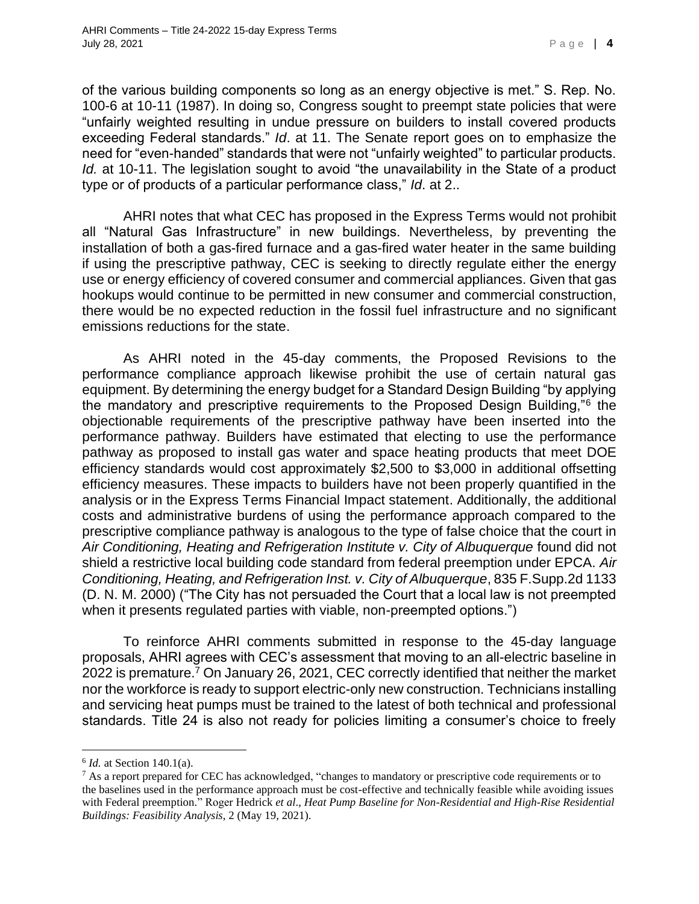of the various building components so long as an energy objective is met." S. Rep. No. 100-6 at 10-11 (1987). In doing so, Congress sought to preempt state policies that were "unfairly weighted resulting in undue pressure on builders to install covered products exceeding Federal standards." *Id*. at 11. The Senate report goes on to emphasize the need for "even-handed" standards that were not "unfairly weighted" to particular products. *Id.* at 10-11. The legislation sought to avoid "the unavailability in the State of a product type or of products of a particular performance class," *Id*. at 2..

AHRI notes that what CEC has proposed in the Express Terms would not prohibit all "Natural Gas Infrastructure" in new buildings. Nevertheless, by preventing the installation of both a gas-fired furnace and a gas-fired water heater in the same building if using the prescriptive pathway, CEC is seeking to directly regulate either the energy use or energy efficiency of covered consumer and commercial appliances. Given that gas hookups would continue to be permitted in new consumer and commercial construction, there would be no expected reduction in the fossil fuel infrastructure and no significant emissions reductions for the state.

As AHRI noted in the 45-day comments, the Proposed Revisions to the performance compliance approach likewise prohibit the use of certain natural gas equipment. By determining the energy budget for a Standard Design Building "by applying the mandatory and prescriptive requirements to the Proposed Design Building,"[6] the objectionable requirements of the prescriptive pathway have been inserted into the performance pathway. Builders have estimated that electing to use the performance pathway as proposed to install gas water and space heating products that meet DOE efficiency standards would cost approximately $2,500 to $3,000 in additional offsetting efficiency measures. These impacts to builders have not been properly quantified in the analysis or in the Express Terms Financial Impact statement. Additionally, the additional costs and administrative burdens of using the performance approach compared to the prescriptive compliance pathway is analogous to the type of false choice that the court in *Air Conditioning, Heating and Refrigeration Institute v. City of Albuquerque* found did not shield a restrictive local building code standard from federal preemption under EPCA. *Air Conditioning, Heating, and Refrigeration Inst. v. City of Albuquerque*, 835 F.Supp.2d 1133 (D. N. M. 2000) ("The City has not persuaded the Court that a local law is not preempted when it presents regulated parties with viable, non-preempted options.")

To reinforce AHRI comments submitted in response to the 45-day language proposals, AHRI agrees with CEC's assessment that moving to an all-electric baseline in 2022 is premature.[7] On January 26, 2021, CEC correctly identified that neither the market nor the workforce is ready to support electric-only new construction. Technicians installing and servicing heat pumps must be trained to the latest of both technical and professional standards. Title 24 is also not ready for policies limiting a consumer's choice to freely

[6] *Id.* at Section 140.1(a).

[7] As a report prepared for CEC has acknowledged, "changes to mandatory or prescriptive code requirements or to the baselines used in the performance approach must be cost-effective and technically feasible while avoiding issues with Federal preemption." Roger Hedrick *et al*., *Heat Pump Baseline for Non-Residential and High-Rise Residential Buildings: Feasibility Analysis*, 2 (May 19, 2021).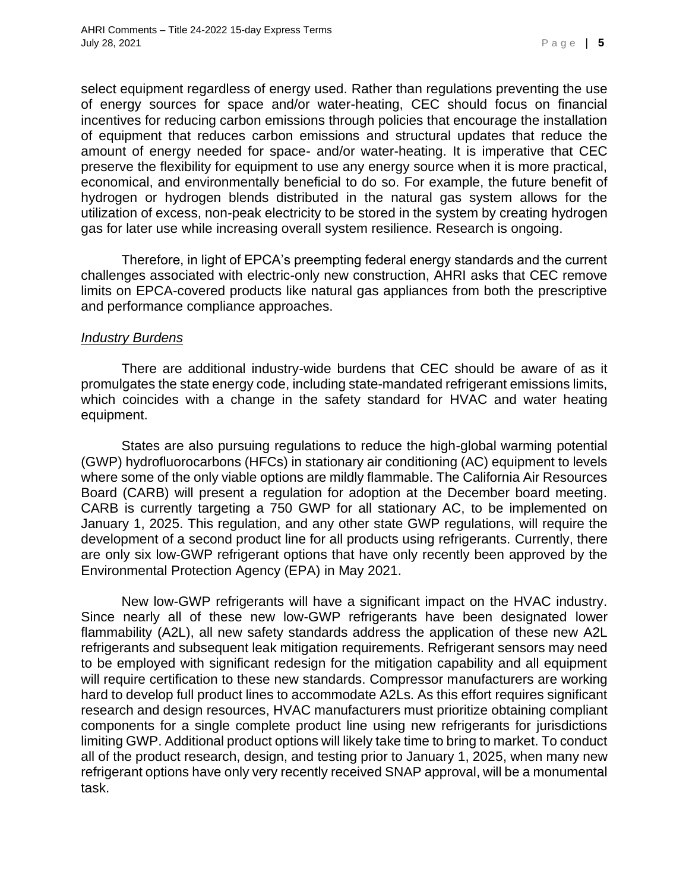select equipment regardless of energy used. Rather than regulations preventing the use of energy sources for space and/or water-heating, CEC should focus on financial incentives for reducing carbon emissions through policies that encourage the installation of equipment that reduces carbon emissions and structural updates that reduce the amount of energy needed for space- and/or water-heating. It is imperative that CEC preserve the flexibility for equipment to use any energy source when it is more practical, economical, and environmentally beneficial to do so. For example, the future benefit of hydrogen or hydrogen blends distributed in the natural gas system allows for the utilization of excess, non-peak electricity to be stored in the system by creating hydrogen gas for later use while increasing overall system resilience. Research is ongoing.

Therefore, in light of EPCA's preempting federal energy standards and the current challenges associated with electric-only new construction, AHRI asks that CEC remove limits on EPCA-covered products like natural gas appliances from both the prescriptive and performance compliance approaches.

*Industry Burdens*

There are additional industry-wide burdens that CEC should be aware of as it promulgates the state energy code, including state-mandated refrigerant emissions limits, which coincides with a change in the safety standard for HVAC and water heating equipment.

States are also pursuing regulations to reduce the high-global warming potential (GWP) hydrofluorocarbons (HFCs) in stationary air conditioning (AC) equipment to levels where some of the only viable options are mildly flammable. The California Air Resources Board (CARB) will present a regulation for adoption at the December board meeting. CARB is currently targeting a 750 GWP for all stationary AC, to be implemented on January 1, 2025. This regulation, and any other state GWP regulations, will require the development of a second product line for all products using refrigerants. Currently, there are only six low-GWP refrigerant options that have only recently been approved by the Environmental Protection Agency (EPA) in May 2021.

New low-GWP refrigerants will have a significant impact on the HVAC industry. Since nearly all of these new low-GWP refrigerants have been designated lower flammability (A2L), all new safety standards address the application of these new A2L refrigerants and subsequent leak mitigation requirements. Refrigerant sensors may need to be employed with significant redesign for the mitigation capability and all equipment will require certification to these new standards. Compressor manufacturers are working hard to develop full product lines to accommodate A2Ls. As this effort requires significant research and design resources, HVAC manufacturers must prioritize obtaining compliant components for a single complete product line using new refrigerants for jurisdictions limiting GWP. Additional product options will likely take time to bring to market. To conduct all of the product research, design, and testing prior to January 1, 2025, when many new refrigerant options have only very recently received SNAP approval, will be a monumental task.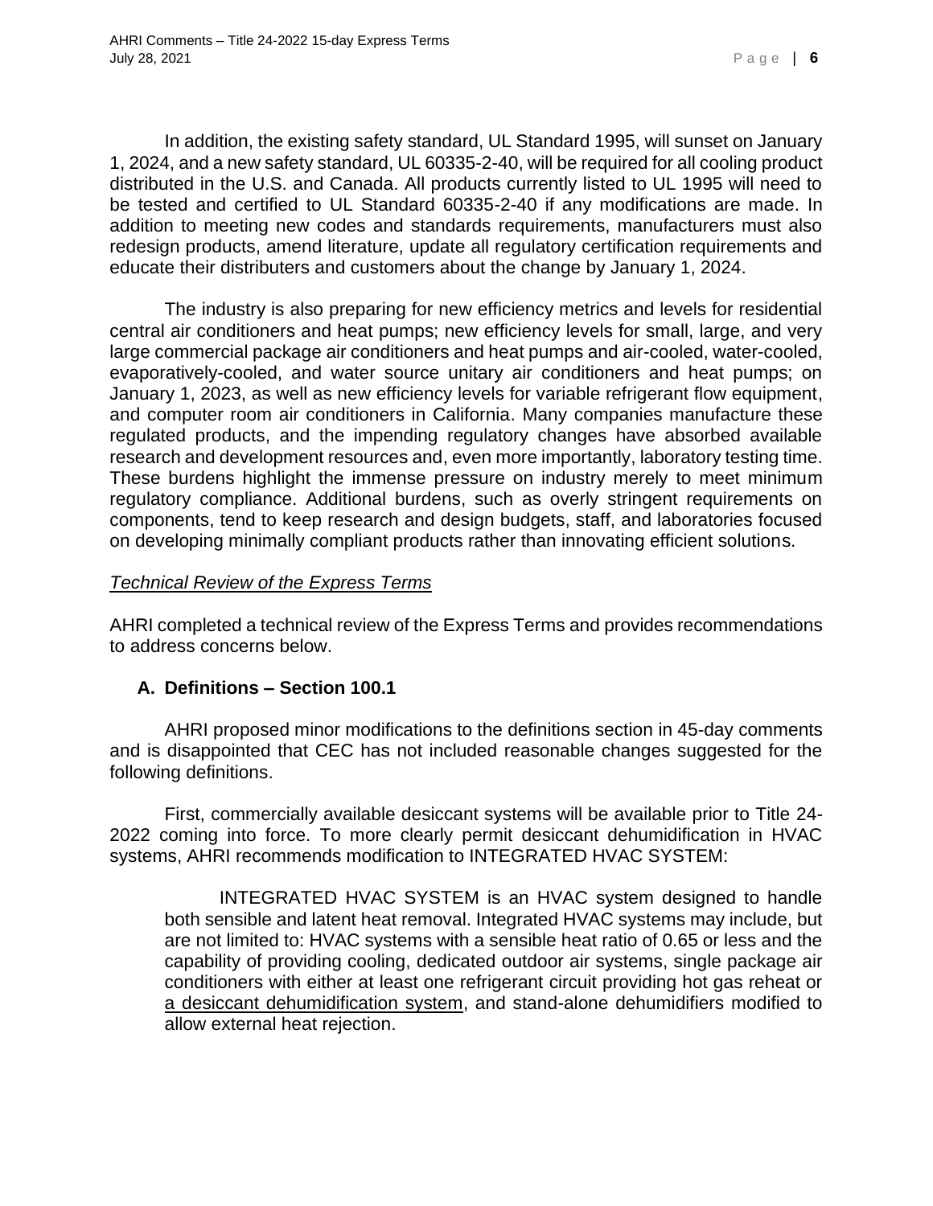In addition, the existing safety standard, UL Standard 1995, will sunset on January 1, 2024, and a new safety standard, UL 60335-2-40, will be required for all cooling product distributed in the U.S. and Canada. All products currently listed to UL 1995 will need to be tested and certified to UL Standard 60335-2-40 if any modifications are made. In addition to meeting new codes and standards requirements, manufacturers must also redesign products, amend literature, update all regulatory certification requirements and educate their distributers and customers about the change by January 1, 2024.

The industry is also preparing for new efficiency metrics and levels for residential central air conditioners and heat pumps; new efficiency levels for small, large, and very large commercial package air conditioners and heat pumps and air-cooled, water-cooled, evaporatively-cooled, and water source unitary air conditioners and heat pumps; on January 1, 2023, as well as new efficiency levels for variable refrigerant flow equipment, and computer room air conditioners in California. Many companies manufacture these regulated products, and the impending regulatory changes have absorbed available research and development resources and, even more importantly, laboratory testing time. These burdens highlight the immense pressure on industry merely to meet minimum regulatory compliance. Additional burdens, such as overly stringent requirements on components, tend to keep research and design budgets, staff, and laboratories focused on developing minimally compliant products rather than innovating efficient solutions.

*Technical Review of the Express Terms*

AHRI completed a technical review of the Express Terms and provides recommendations to address concerns below.

## A. Definitions – Section 100.1

AHRI proposed minor modifications to the definitions section in 45-day comments and is disappointed that CEC has not included reasonable changes suggested for the following definitions.

First, commercially available desiccant systems will be available prior to Title 24-2022 coming into force. To more clearly permit desiccant dehumidification in HVAC systems, AHRI recommends modification to INTEGRATED HVAC SYSTEM:

> INTEGRATED HVAC SYSTEM is an HVAC system designed to handle both sensible and latent heat removal. Integrated HVAC systems may include, but are not limited to: HVAC systems with a sensible heat ratio of 0.65 or less and the capability of providing cooling, dedicated outdoor air systems, single package air conditioners with either at least one refrigerant circuit providing hot gas reheat or <u>a desiccant dehumidification system</u>, and stand-alone dehumidifiers modified to allow external heat rejection.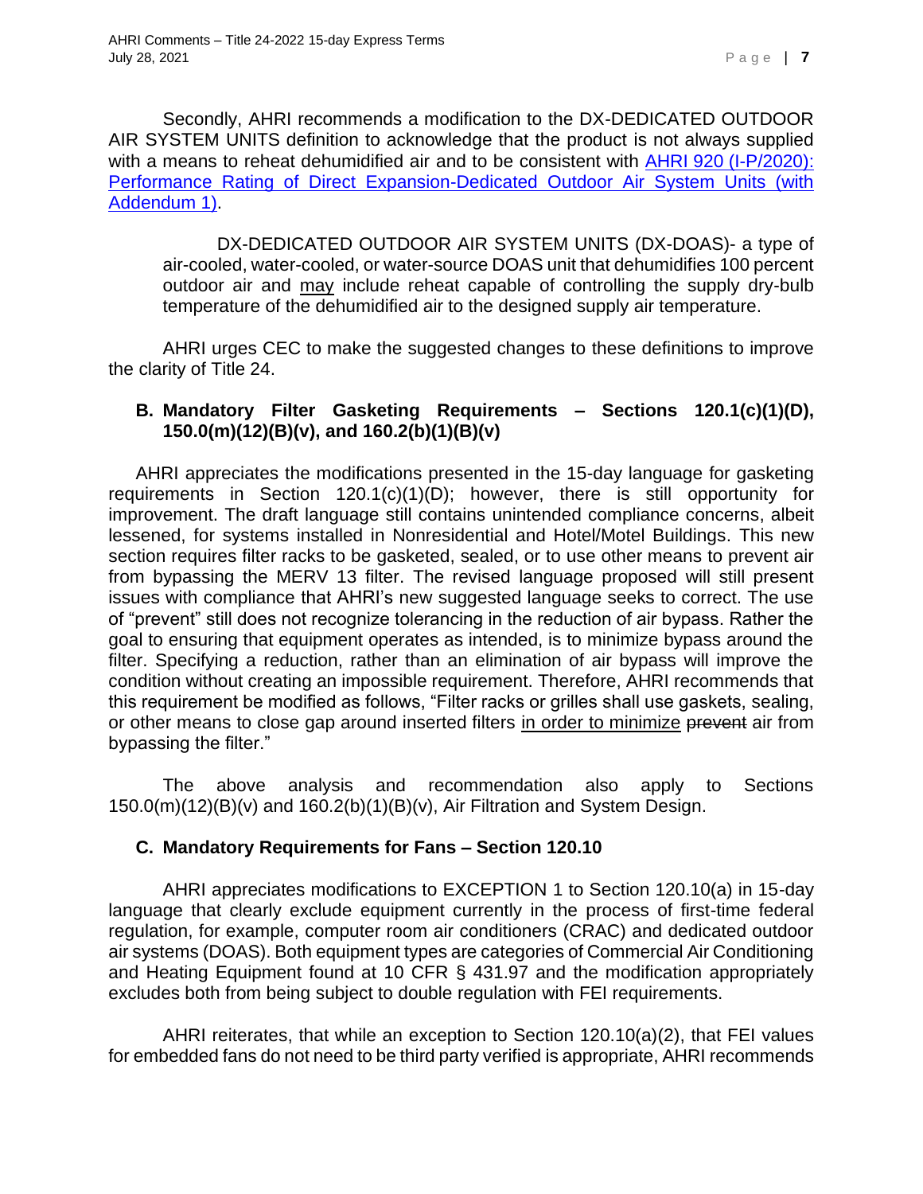Secondly, AHRI recommends a modification to the DX-DEDICATED OUTDOOR AIR SYSTEM UNITS definition to acknowledge that the product is not always supplied with a means to reheat dehumidified air and to be consistent with [AHRI 920 (I-P/2020): Performance Rating of Direct Expansion-Dedicated Outdoor Air System Units (with Addendum 1)](#).

> DX-DEDICATED OUTDOOR AIR SYSTEM UNITS (DX-DOAS)- a type of air-cooled, water-cooled, or water-source DOAS unit that dehumidifies 100 percent outdoor air and <u>may</u> include reheat capable of controlling the supply dry-bulb temperature of the dehumidified air to the designed supply air temperature.

AHRI urges CEC to make the suggested changes to these definitions to improve the clarity of Title 24.

### B. Mandatory Filter Gasketing Requirements – Sections 120.1(c)(1)(D), 150.0(m)(12)(B)(v), and 160.2(b)(1)(B)(v)

AHRI appreciates the modifications presented in the 15-day language for gasketing requirements in Section 120.1(c)(1)(D); however, there is still opportunity for improvement. The draft language still contains unintended compliance concerns, albeit lessened, for systems installed in Nonresidential and Hotel/Motel Buildings. This new section requires filter racks to be gasketed, sealed, or to use other means to prevent air from bypassing the MERV 13 filter. The revised language proposed will still present issues with compliance that AHRI's new suggested language seeks to correct. The use of "prevent" still does not recognize tolerancing in the reduction of air bypass. Rather the goal to ensuring that equipment operates as intended, is to minimize bypass around the filter. Specifying a reduction, rather than an elimination of air bypass will improve the condition without creating an impossible requirement. Therefore, AHRI recommends that this requirement be modified as follows, "Filter racks or grilles shall use gaskets, sealing, or other means to close gap around inserted filters <u>in order to minimize</u> ~~prevent~~ air from bypassing the filter."

The above analysis and recommendation also apply to Sections 150.0(m)(12)(B)(v) and 160.2(b)(1)(B)(v), Air Filtration and System Design.

### C. Mandatory Requirements for Fans – Section 120.10

AHRI appreciates modifications to EXCEPTION 1 to Section 120.10(a) in 15-day language that clearly exclude equipment currently in the process of first-time federal regulation, for example, computer room air conditioners (CRAC) and dedicated outdoor air systems (DOAS). Both equipment types are categories of Commercial Air Conditioning and Heating Equipment found at 10 CFR § 431.97 and the modification appropriately excludes both from being subject to double regulation with FEI requirements.

AHRI reiterates, that while an exception to Section 120.10(a)(2), that FEI values for embedded fans do not need to be third party verified is appropriate, AHRI recommends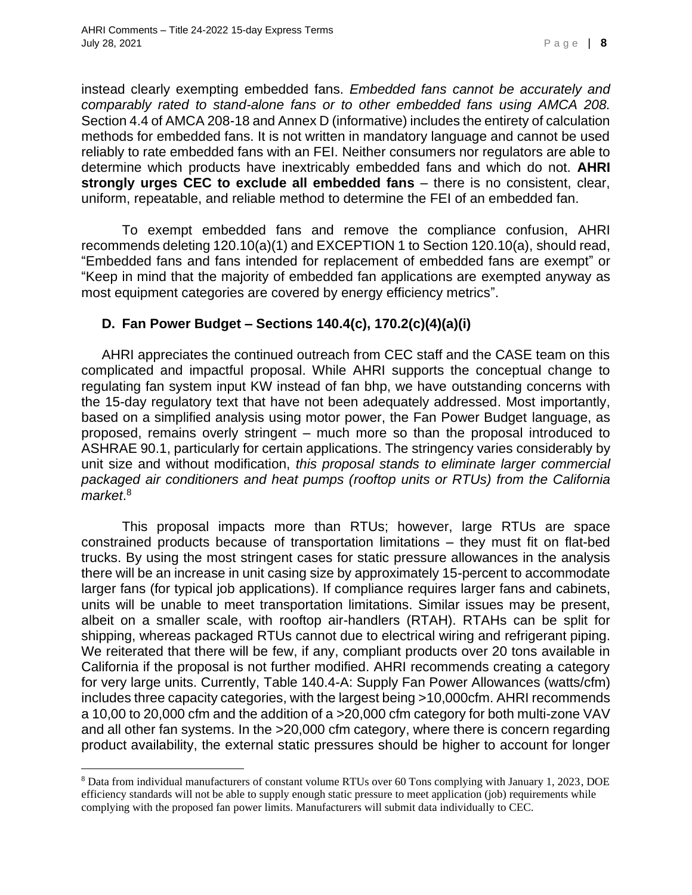instead clearly exempting embedded fans. *Embedded fans cannot be accurately and comparably rated to stand-alone fans or to other embedded fans using AMCA 208.* Section 4.4 of AMCA 208-18 and Annex D (informative) includes the entirety of calculation methods for embedded fans. It is not written in mandatory language and cannot be used reliably to rate embedded fans with an FEI. Neither consumers nor regulators are able to determine which products have inextricably embedded fans and which do not. **AHRI strongly urges CEC to exclude all embedded fans** – there is no consistent, clear, uniform, repeatable, and reliable method to determine the FEI of an embedded fan.

To exempt embedded fans and remove the compliance confusion, AHRI recommends deleting 120.10(a)(1) and EXCEPTION 1 to Section 120.10(a), should read, "Embedded fans and fans intended for replacement of embedded fans are exempt" or "Keep in mind that the majority of embedded fan applications are exempted anyway as most equipment categories are covered by energy efficiency metrics".

### D. Fan Power Budget – Sections 140.4(c), 170.2(c)(4)(a)(i)

AHRI appreciates the continued outreach from CEC staff and the CASE team on this complicated and impactful proposal. While AHRI supports the conceptual change to regulating fan system input KW instead of fan bhp, we have outstanding concerns with the 15-day regulatory text that have not been adequately addressed. Most importantly, based on a simplified analysis using motor power, the Fan Power Budget language, as proposed, remains overly stringent – much more so than the proposal introduced to ASHRAE 90.1, particularly for certain applications. The stringency varies considerably by unit size and without modification, *this proposal stands to eliminate larger commercial packaged air conditioners and heat pumps (rooftop units or RTUs) from the California market*.[8]

This proposal impacts more than RTUs; however, large RTUs are space constrained products because of transportation limitations – they must fit on flat-bed trucks. By using the most stringent cases for static pressure allowances in the analysis there will be an increase in unit casing size by approximately 15-percent to accommodate larger fans (for typical job applications). If compliance requires larger fans and cabinets, units will be unable to meet transportation limitations. Similar issues may be present, albeit on a smaller scale, with rooftop air-handlers (RTAH). RTAHs can be split for shipping, whereas packaged RTUs cannot due to electrical wiring and refrigerant piping. We reiterated that there will be few, if any, compliant products over 20 tons available in California if the proposal is not further modified. AHRI recommends creating a category for very large units. Currently, Table 140.4-A: Supply Fan Power Allowances (watts/cfm) includes three capacity categories, with the largest being >10,000cfm. AHRI recommends a 10,00 to 20,000 cfm and the addition of a >20,000 cfm category for both multi-zone VAV and all other fan systems. In the >20,000 cfm category, where there is concern regarding product availability, the external static pressures should be higher to account for longer

---

[8] Data from individual manufacturers of constant volume RTUs over 60 Tons complying with January 1, 2023, DOE efficiency standards will not be able to supply enough static pressure to meet application (job) requirements while complying with the proposed fan power limits. Manufacturers will submit data individually to CEC.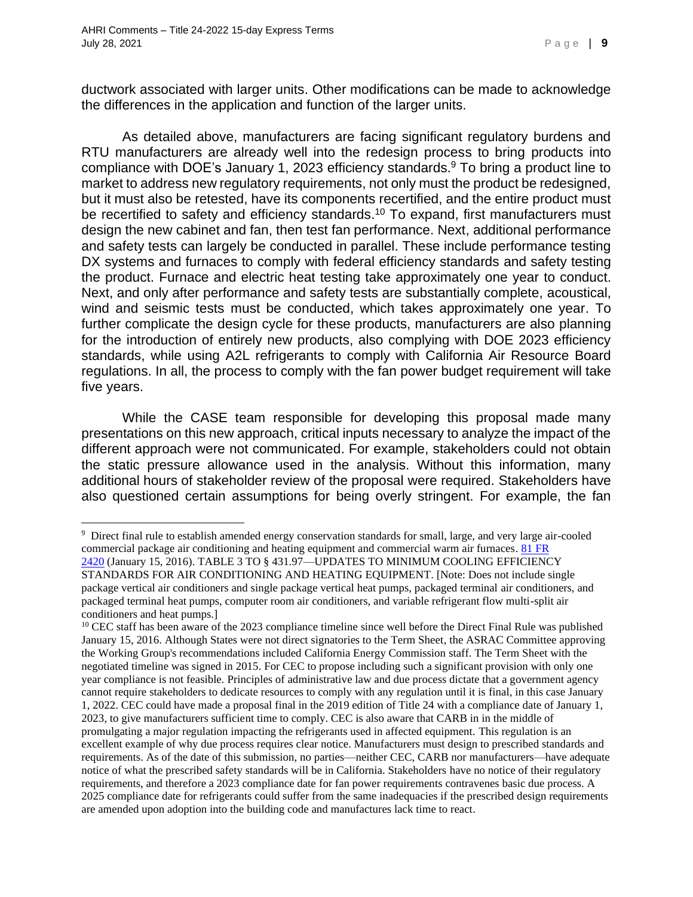ductwork associated with larger units. Other modifications can be made to acknowledge the differences in the application and function of the larger units.

As detailed above, manufacturers are facing significant regulatory burdens and RTU manufacturers are already well into the redesign process to bring products into compliance with DOE's January 1, 2023 efficiency standards.[9] To bring a product line to market to address new regulatory requirements, not only must the product be redesigned, but it must also be retested, have its components recertified, and the entire product must be recertified to safety and efficiency standards.[10] To expand, first manufacturers must design the new cabinet and fan, then test fan performance. Next, additional performance and safety tests can largely be conducted in parallel. These include performance testing DX systems and furnaces to comply with federal efficiency standards and safety testing the product. Furnace and electric heat testing take approximately one year to conduct. Next, and only after performance and safety tests are substantially complete, acoustical, wind and seismic tests must be conducted, which takes approximately one year. To further complicate the design cycle for these products, manufacturers are also planning for the introduction of entirely new products, also complying with DOE 2023 efficiency standards, while using A2L refrigerants to comply with California Air Resource Board regulations. In all, the process to comply with the fan power budget requirement will take five years.

While the CASE team responsible for developing this proposal made many presentations on this new approach, critical inputs necessary to analyze the impact of the different approach were not communicated. For example, stakeholders could not obtain the static pressure allowance used in the analysis. Without this information, many additional hours of stakeholder review of the proposal were required. Stakeholders have also questioned certain assumptions for being overly stringent. For example, the fan

---

[9] Direct final rule to establish amended energy conservation standards for small, large, and very large air-cooled commercial package air conditioning and heating equipment and commercial warm air furnaces. [81 FR 2420](81 FR 2420) (January 15, 2016). TABLE 3 TO § 431.97—UPDATES TO MINIMUM COOLING EFFICIENCY STANDARDS FOR AIR CONDITIONING AND HEATING EQUIPMENT. [Note: Does not include single package vertical air conditioners and single package vertical heat pumps, packaged terminal air conditioners, and packaged terminal heat pumps, computer room air conditioners, and variable refrigerant flow multi-split air conditioners and heat pumps.]

[10] CEC staff has been aware of the 2023 compliance timeline since well before the Direct Final Rule was published January 15, 2016. Although States were not direct signatories to the Term Sheet, the ASRAC Committee approving the Working Group's recommendations included California Energy Commission staff. The Term Sheet with the negotiated timeline was signed in 2015. For CEC to propose including such a significant provision with only one year compliance is not feasible. Principles of administrative law and due process dictate that a government agency cannot require stakeholders to dedicate resources to comply with any regulation until it is final, in this case January 1, 2022. CEC could have made a proposal final in the 2019 edition of Title 24 with a compliance date of January 1, 2023, to give manufacturers sufficient time to comply. CEC is also aware that CARB in in the middle of promulgating a major regulation impacting the refrigerants used in affected equipment. This regulation is an excellent example of why due process requires clear notice. Manufacturers must design to prescribed standards and requirements. As of the date of this submission, no parties—neither CEC, CARB nor manufacturers—have adequate notice of what the prescribed safety standards will be in California. Stakeholders have no notice of their regulatory requirements, and therefore a 2023 compliance date for fan power requirements contravenes basic due process. A 2025 compliance date for refrigerants could suffer from the same inadequacies if the prescribed design requirements are amended upon adoption into the building code and manufactures lack time to react.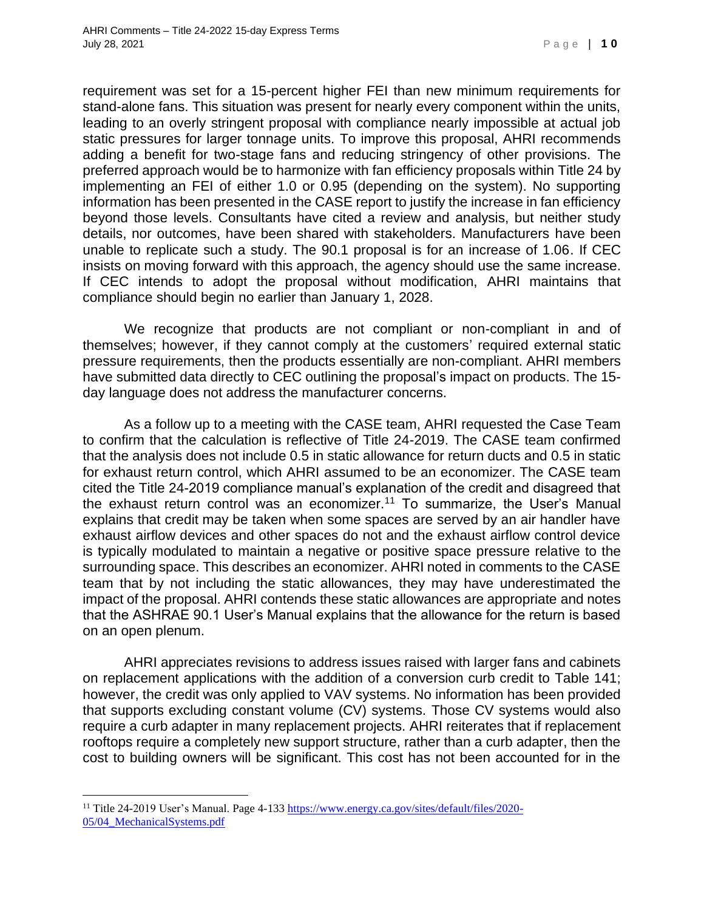requirement was set for a 15-percent higher FEI than new minimum requirements for stand-alone fans. This situation was present for nearly every component within the units, leading to an overly stringent proposal with compliance nearly impossible at actual job static pressures for larger tonnage units. To improve this proposal, AHRI recommends adding a benefit for two-stage fans and reducing stringency of other provisions. The preferred approach would be to harmonize with fan efficiency proposals within Title 24 by implementing an FEI of either 1.0 or 0.95 (depending on the system). No supporting information has been presented in the CASE report to justify the increase in fan efficiency beyond those levels. Consultants have cited a review and analysis, but neither study details, nor outcomes, have been shared with stakeholders. Manufacturers have been unable to replicate such a study. The 90.1 proposal is for an increase of 1.06. If CEC insists on moving forward with this approach, the agency should use the same increase. If CEC intends to adopt the proposal without modification, AHRI maintains that compliance should begin no earlier than January 1, 2028.

We recognize that products are not compliant or non-compliant in and of themselves; however, if they cannot comply at the customers' required external static pressure requirements, then the products essentially are non-compliant. AHRI members have submitted data directly to CEC outlining the proposal's impact on products. The 15-day language does not address the manufacturer concerns.

As a follow up to a meeting with the CASE team, AHRI requested the Case Team to confirm that the calculation is reflective of Title 24-2019. The CASE team confirmed that the analysis does not include 0.5 in static allowance for return ducts and 0.5 in static for exhaust return control, which AHRI assumed to be an economizer. The CASE team cited the Title 24-2019 compliance manual's explanation of the credit and disagreed that the exhaust return control was an economizer.[11] To summarize, the User's Manual explains that credit may be taken when some spaces are served by an air handler have exhaust airflow devices and other spaces do not and the exhaust airflow control device is typically modulated to maintain a negative or positive space pressure relative to the surrounding space. This describes an economizer. AHRI noted in comments to the CASE team that by not including the static allowances, they may have underestimated the impact of the proposal. AHRI contends these static allowances are appropriate and notes that the ASHRAE 90.1 User's Manual explains that the allowance for the return is based on an open plenum.

AHRI appreciates revisions to address issues raised with larger fans and cabinets on replacement applications with the addition of a conversion curb credit to Table 141; however, the credit was only applied to VAV systems. No information has been provided that supports excluding constant volume (CV) systems. Those CV systems would also require a curb adapter in many replacement projects. AHRI reiterates that if replacement rooftops require a completely new support structure, rather than a curb adapter, then the cost to building owners will be significant. This cost has not been accounted for in the

[11] Title 24-2019 User's Manual. Page 4-133 https://www.energy.ca.gov/sites/default/files/2020-05/04_MechanicalSystems.pdf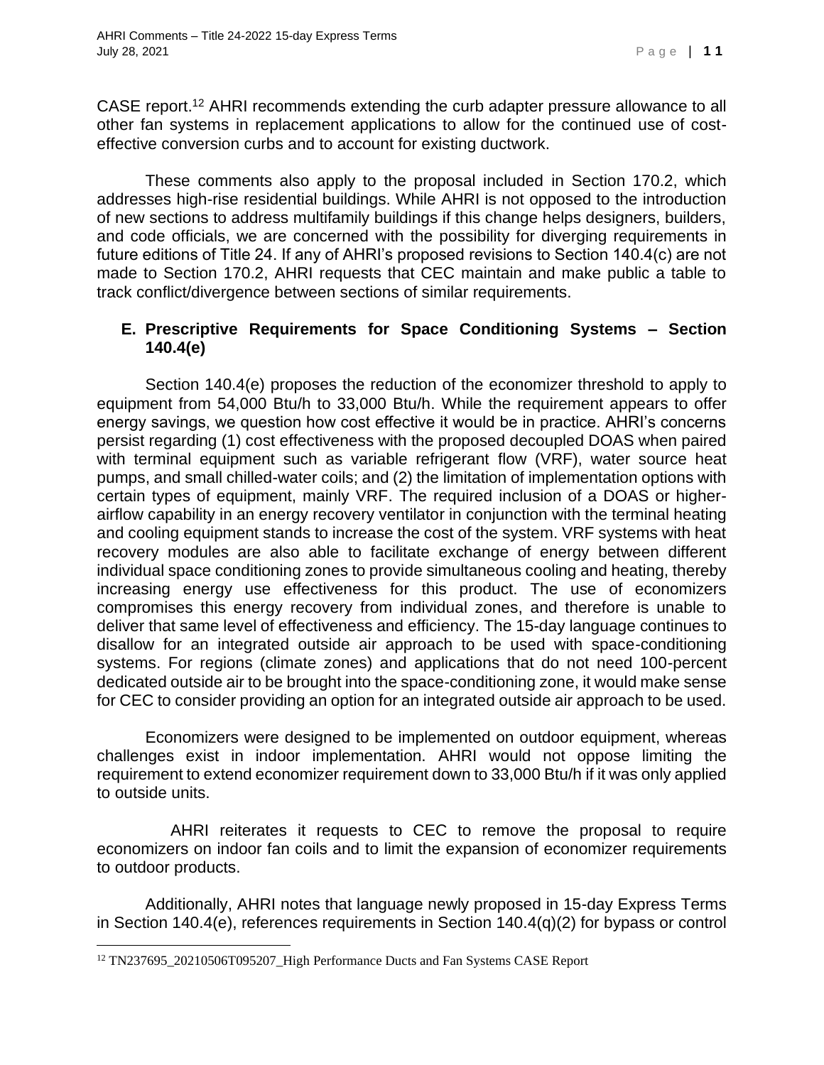CASE report.[12] AHRI recommends extending the curb adapter pressure allowance to all other fan systems in replacement applications to allow for the continued use of cost-effective conversion curbs and to account for existing ductwork.

These comments also apply to the proposal included in Section 170.2, which addresses high-rise residential buildings. While AHRI is not opposed to the introduction of new sections to address multifamily buildings if this change helps designers, builders, and code officials, we are concerned with the possibility for diverging requirements in future editions of Title 24. If any of AHRI's proposed revisions to Section 140.4(c) are not made to Section 170.2, AHRI requests that CEC maintain and make public a table to track conflict/divergence between sections of similar requirements.

## E. Prescriptive Requirements for Space Conditioning Systems – Section 140.4(e)

Section 140.4(e) proposes the reduction of the economizer threshold to apply to equipment from 54,000 Btu/h to 33,000 Btu/h. While the requirement appears to offer energy savings, we question how cost effective it would be in practice. AHRI's concerns persist regarding (1) cost effectiveness with the proposed decoupled DOAS when paired with terminal equipment such as variable refrigerant flow (VRF), water source heat pumps, and small chilled-water coils; and (2) the limitation of implementation options with certain types of equipment, mainly VRF. The required inclusion of a DOAS or higher-airflow capability in an energy recovery ventilator in conjunction with the terminal heating and cooling equipment stands to increase the cost of the system. VRF systems with heat recovery modules are also able to facilitate exchange of energy between different individual space conditioning zones to provide simultaneous cooling and heating, thereby increasing energy use effectiveness for this product. The use of economizers compromises this energy recovery from individual zones, and therefore is unable to deliver that same level of effectiveness and efficiency. The 15-day language continues to disallow for an integrated outside air approach to be used with space-conditioning systems. For regions (climate zones) and applications that do not need 100-percent dedicated outside air to be brought into the space-conditioning zone, it would make sense for CEC to consider providing an option for an integrated outside air approach to be used.

Economizers were designed to be implemented on outdoor equipment, whereas challenges exist in indoor implementation. AHRI would not oppose limiting the requirement to extend economizer requirement down to 33,000 Btu/h if it was only applied to outside units.

AHRI reiterates it requests to CEC to remove the proposal to require economizers on indoor fan coils and to limit the expansion of economizer requirements to outdoor products.

Additionally, AHRI notes that language newly proposed in 15-day Express Terms in Section 140.4(e), references requirements in Section 140.4(q)(2) for bypass or control

---

[12] TN237695_20210506T095207_High Performance Ducts and Fan Systems CASE Report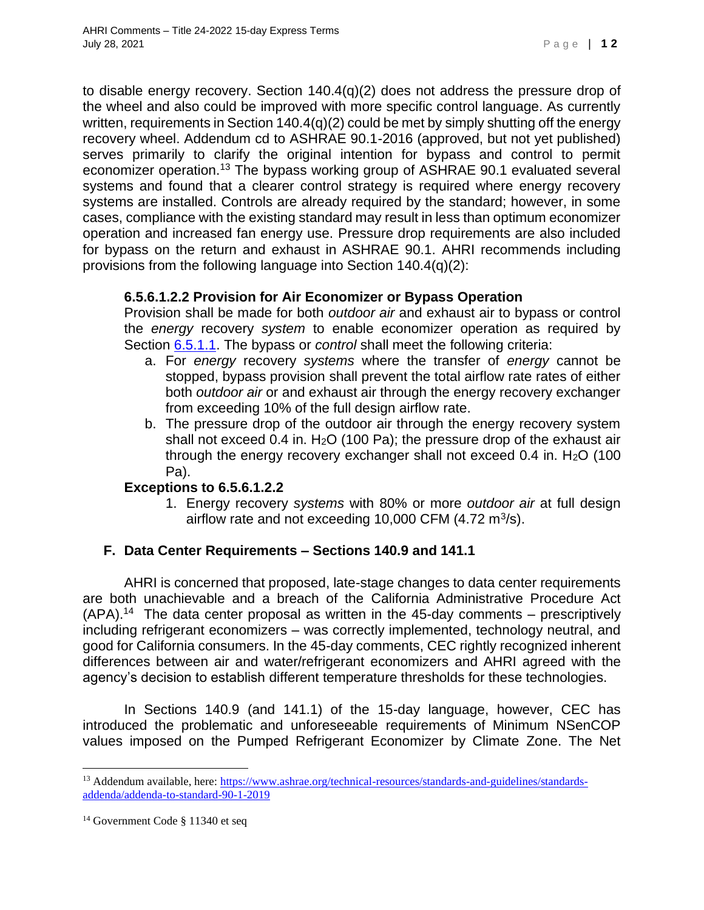to disable energy recovery. Section 140.4(q)(2) does not address the pressure drop of the wheel and also could be improved with more specific control language. As currently written, requirements in Section 140.4(q)(2) could be met by simply shutting off the energy recovery wheel. Addendum cd to ASHRAE 90.1-2016 (approved, but not yet published) serves primarily to clarify the original intention for bypass and control to permit economizer operation.[13] The bypass working group of ASHRAE 90.1 evaluated several systems and found that a clearer control strategy is required where energy recovery systems are installed. Controls are already required by the standard; however, in some cases, compliance with the existing standard may result in less than optimum economizer operation and increased fan energy use. Pressure drop requirements are also included for bypass on the return and exhaust in ASHRAE 90.1. AHRI recommends including provisions from the following language into Section 140.4(q)(2):

> **6.5.6.1.2.2 Provision for Air Economizer or Bypass Operation**
>
> Provision shall be made for both *outdoor air* and exhaust air to bypass or control the *energy* recovery *system* to enable economizer operation as required by Section 6.5.1.1. The bypass or *control* shall meet the following criteria:
>
> a. For *energy* recovery *systems* where the transfer of *energy* cannot be stopped, bypass provision shall prevent the total airflow rate rates of either both *outdoor air* or and exhaust air through the energy recovery exchanger from exceeding 10% of the full design airflow rate.
>
> b. The pressure drop of the outdoor air through the energy recovery system shall not exceed 0.4 in. $H_2O$ (100 Pa); the pressure drop of the exhaust air through the energy recovery exchanger shall not exceed 0.4 in. $H_2O$ (100 Pa).
>
> **Exceptions to 6.5.6.1.2.2**
>
> 1. Energy recovery *systems* with 80% or more *outdoor air* at full design airflow rate and not exceeding 10,000 CFM (4.72 $m^3/s$).

## F. Data Center Requirements – Sections 140.9 and 141.1

AHRI is concerned that proposed, late-stage changes to data center requirements are both unachievable and a breach of the California Administrative Procedure Act (APA).[14] The data center proposal as written in the 45-day comments – prescriptively including refrigerant economizers – was correctly implemented, technology neutral, and good for California consumers. In the 45-day comments, CEC rightly recognized inherent differences between air and water/refrigerant economizers and AHRI agreed with the agency's decision to establish different temperature thresholds for these technologies.

In Sections 140.9 (and 141.1) of the 15-day language, however, CEC has introduced the problematic and unforeseeable requirements of Minimum NSenCOP values imposed on the Pumped Refrigerant Economizer by Climate Zone. The Net

---

[13] Addendum available, here: https://www.ashrae.org/technical-resources/standards-and-guidelines/standards-addenda/addenda-to-standard-90-1-2019

[14] Government Code § 11340 et seq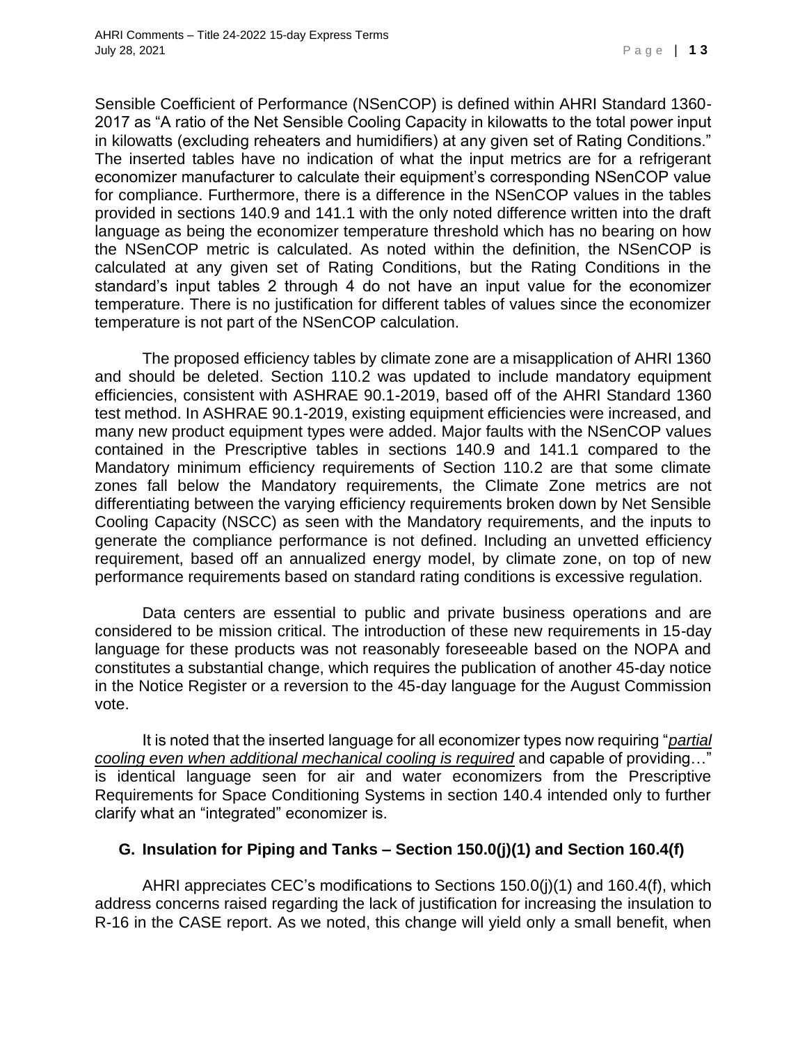Sensible Coefficient of Performance (NSenCOP) is defined within AHRI Standard 1360-2017 as “A ratio of the Net Sensible Cooling Capacity in kilowatts to the total power input in kilowatts (excluding reheaters and humidifiers) at any given set of Rating Conditions.” The inserted tables have no indication of what the input metrics are for a refrigerant economizer manufacturer to calculate their equipment’s corresponding NSenCOP value for compliance. Furthermore, there is a difference in the NSenCOP values in the tables provided in sections 140.9 and 141.1 with the only noted difference written into the draft language as being the economizer temperature threshold which has no bearing on how the NSenCOP metric is calculated. As noted within the definition, the NSenCOP is calculated at any given set of Rating Conditions, but the Rating Conditions in the standard’s input tables 2 through 4 do not have an input value for the economizer temperature. There is no justification for different tables of values since the economizer temperature is not part of the NSenCOP calculation.

The proposed efficiency tables by climate zone are a misapplication of AHRI 1360 and should be deleted. Section 110.2 was updated to include mandatory equipment efficiencies, consistent with ASHRAE 90.1-2019, based off of the AHRI Standard 1360 test method. In ASHRAE 90.1-2019, existing equipment efficiencies were increased, and many new product equipment types were added. Major faults with the NSenCOP values contained in the Prescriptive tables in sections 140.9 and 141.1 compared to the Mandatory minimum efficiency requirements of Section 110.2 are that some climate zones fall below the Mandatory requirements, the Climate Zone metrics are not differentiating between the varying efficiency requirements broken down by Net Sensible Cooling Capacity (NSCC) as seen with the Mandatory requirements, and the inputs to generate the compliance performance is not defined. Including an unvetted efficiency requirement, based off an annualized energy model, by climate zone, on top of new performance requirements based on standard rating conditions is excessive regulation.

Data centers are essential to public and private business operations and are considered to be mission critical. The introduction of these new requirements in 15-day language for these products was not reasonably foreseeable based on the NOPA and constitutes a substantial change, which requires the publication of another 45-day notice in the Notice Register or a reversion to the 45-day language for the August Commission vote.

It is noted that the inserted language for all economizer types now requiring “*partial cooling even when additional mechanical cooling is required* and capable of providing…” is identical language seen for air and water economizers from the Prescriptive Requirements for Space Conditioning Systems in section 140.4 intended only to further clarify what an “integrated” economizer is.

## G. Insulation for Piping and Tanks – Section 150.0(j)(1) and Section 160.4(f)

AHRI appreciates CEC’s modifications to Sections 150.0(j)(1) and 160.4(f), which address concerns raised regarding the lack of justification for increasing the insulation to R-16 in the CASE report. As we noted, this change will yield only a small benefit, when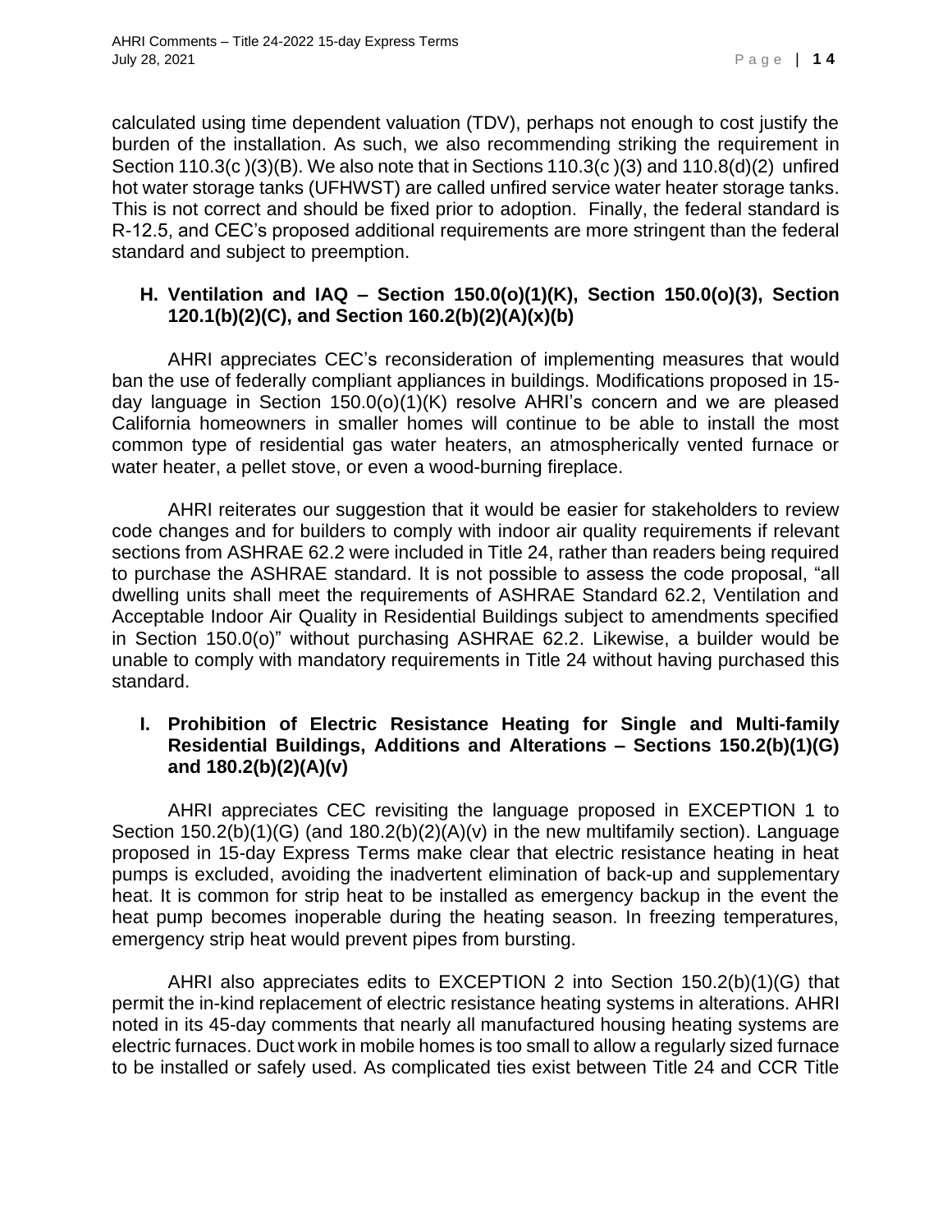calculated using time dependent valuation (TDV), perhaps not enough to cost justify the burden of the installation. As such, we also recommending striking the requirement in Section 110.3(c )(3)(B). We also note that in Sections 110.3(c )(3) and 110.8(d)(2) unfired hot water storage tanks (UFHWST) are called unfired service water heater storage tanks. This is not correct and should be fixed prior to adoption. Finally, the federal standard is R-12.5, and CEC's proposed additional requirements are more stringent than the federal standard and subject to preemption.

### H. Ventilation and IAQ – Section 150.0(o)(1)(K), Section 150.0(o)(3), Section 120.1(b)(2)(C), and Section 160.2(b)(2)(A)(x)(b)

AHRI appreciates CEC's reconsideration of implementing measures that would ban the use of federally compliant appliances in buildings. Modifications proposed in 15-day language in Section 150.0(o)(1)(K) resolve AHRI's concern and we are pleased California homeowners in smaller homes will continue to be able to install the most common type of residential gas water heaters, an atmospherically vented furnace or water heater, a pellet stove, or even a wood-burning fireplace.

AHRI reiterates our suggestion that it would be easier for stakeholders to review code changes and for builders to comply with indoor air quality requirements if relevant sections from ASHRAE 62.2 were included in Title 24, rather than readers being required to purchase the ASHRAE standard. It is not possible to assess the code proposal, "all dwelling units shall meet the requirements of ASHRAE Standard 62.2, Ventilation and Acceptable Indoor Air Quality in Residential Buildings subject to amendments specified in Section 150.0(o)" without purchasing ASHRAE 62.2. Likewise, a builder would be unable to comply with mandatory requirements in Title 24 without having purchased this standard.

### I. Prohibition of Electric Resistance Heating for Single and Multi-family Residential Buildings, Additions and Alterations – Sections 150.2(b)(1)(G) and 180.2(b)(2)(A)(v)

AHRI appreciates CEC revisiting the language proposed in EXCEPTION 1 to Section 150.2(b)(1)(G) (and 180.2(b)(2)(A)(v) in the new multifamily section). Language proposed in 15-day Express Terms make clear that electric resistance heating in heat pumps is excluded, avoiding the inadvertent elimination of back-up and supplementary heat. It is common for strip heat to be installed as emergency backup in the event the heat pump becomes inoperable during the heating season. In freezing temperatures, emergency strip heat would prevent pipes from bursting.

AHRI also appreciates edits to EXCEPTION 2 into Section 150.2(b)(1)(G) that permit the in-kind replacement of electric resistance heating systems in alterations. AHRI noted in its 45-day comments that nearly all manufactured housing heating systems are electric furnaces. Duct work in mobile homes is too small to allow a regularly sized furnace to be installed or safely used. As complicated ties exist between Title 24 and CCR Title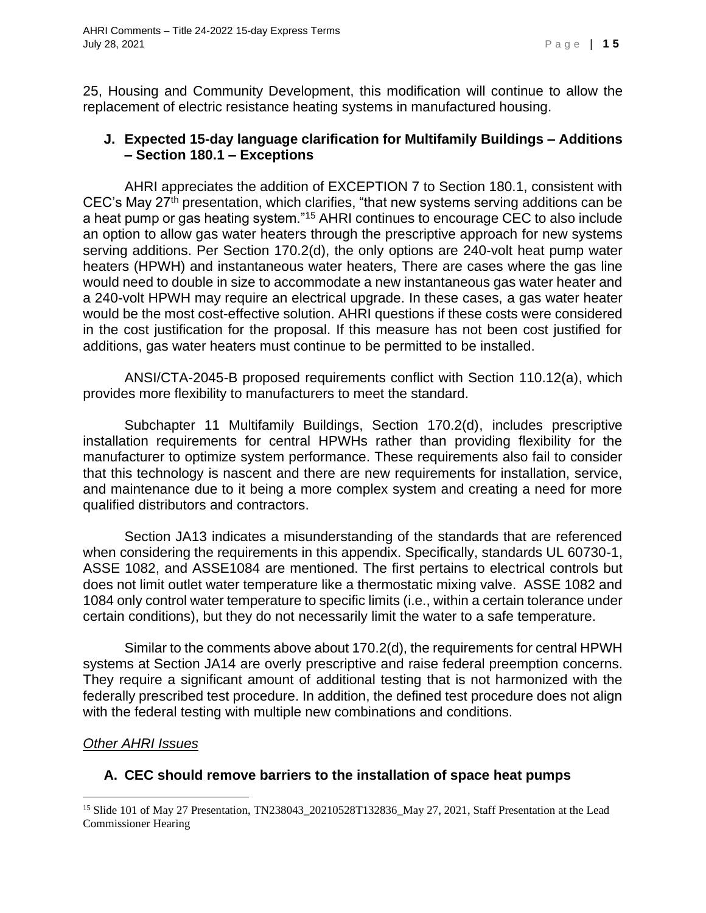25, Housing and Community Development, this modification will continue to allow the replacement of electric resistance heating systems in manufactured housing.

### J. Expected 15-day language clarification for Multifamily Buildings – Additions – Section 180.1 – Exceptions

AHRI appreciates the addition of EXCEPTION 7 to Section 180.1, consistent with CEC's May 27th presentation, which clarifies, "that new systems serving additions can be a heat pump or gas heating system."[15] AHRI continues to encourage CEC to also include an option to allow gas water heaters through the prescriptive approach for new systems serving additions. Per Section 170.2(d), the only options are 240-volt heat pump water heaters (HPWH) and instantaneous water heaters, There are cases where the gas line would need to double in size to accommodate a new instantaneous gas water heater and a 240-volt HPWH may require an electrical upgrade. In these cases, a gas water heater would be the most cost-effective solution. AHRI questions if these costs were considered in the cost justification for the proposal. If this measure has not been cost justified for additions, gas water heaters must continue to be permitted to be installed.

ANSI/CTA-2045-B proposed requirements conflict with Section 110.12(a), which provides more flexibility to manufacturers to meet the standard.

Subchapter 11 Multifamily Buildings, Section 170.2(d), includes prescriptive installation requirements for central HPWHs rather than providing flexibility for the manufacturer to optimize system performance. These requirements also fail to consider that this technology is nascent and there are new requirements for installation, service, and maintenance due to it being a more complex system and creating a need for more qualified distributors and contractors.

Section JA13 indicates a misunderstanding of the standards that are referenced when considering the requirements in this appendix. Specifically, standards UL 60730-1, ASSE 1082, and ASSE1084 are mentioned. The first pertains to electrical controls but does not limit outlet water temperature like a thermostatic mixing valve. ASSE 1082 and 1084 only control water temperature to specific limits (i.e., within a certain tolerance under certain conditions), but they do not necessarily limit the water to a safe temperature.

Similar to the comments above about 170.2(d), the requirements for central HPWH systems at Section JA14 are overly prescriptive and raise federal preemption concerns. They require a significant amount of additional testing that is not harmonized with the federally prescribed test procedure. In addition, the defined test procedure does not align with the federal testing with multiple new combinations and conditions.

*Other AHRI Issues*

### A. CEC should remove barriers to the installation of space heat pumps

---

[15] Slide 101 of May 27 Presentation, TN238043_20210528T132836_May 27, 2021, Staff Presentation at the Lead Commissioner Hearing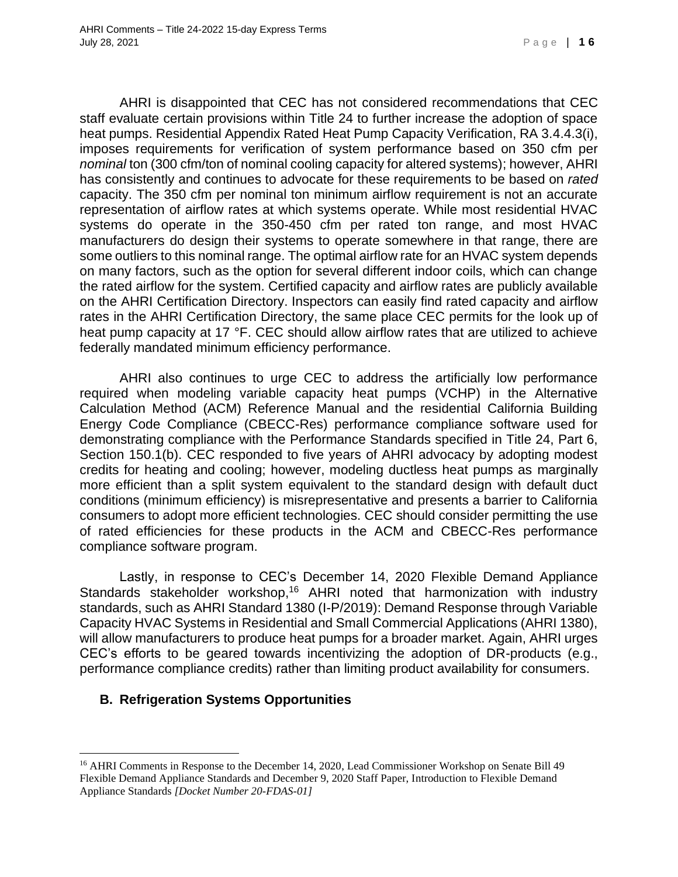AHRI is disappointed that CEC has not considered recommendations that CEC staff evaluate certain provisions within Title 24 to further increase the adoption of space heat pumps. Residential Appendix Rated Heat Pump Capacity Verification, RA 3.4.4.3(i), imposes requirements for verification of system performance based on 350 cfm per *nominal* ton (300 cfm/ton of nominal cooling capacity for altered systems); however, AHRI has consistently and continues to advocate for these requirements to be based on *rated* capacity. The 350 cfm per nominal ton minimum airflow requirement is not an accurate representation of airflow rates at which systems operate. While most residential HVAC systems do operate in the 350-450 cfm per rated ton range, and most HVAC manufacturers do design their systems to operate somewhere in that range, there are some outliers to this nominal range. The optimal airflow rate for an HVAC system depends on many factors, such as the option for several different indoor coils, which can change the rated airflow for the system. Certified capacity and airflow rates are publicly available on the AHRI Certification Directory. Inspectors can easily find rated capacity and airflow rates in the AHRI Certification Directory, the same place CEC permits for the look up of heat pump capacity at 17 °F. CEC should allow airflow rates that are utilized to achieve federally mandated minimum efficiency performance.

AHRI also continues to urge CEC to address the artificially low performance required when modeling variable capacity heat pumps (VCHP) in the Alternative Calculation Method (ACM) Reference Manual and the residential California Building Energy Code Compliance (CBECC-Res) performance compliance software used for demonstrating compliance with the Performance Standards specified in Title 24, Part 6, Section 150.1(b). CEC responded to five years of AHRI advocacy by adopting modest credits for heating and cooling; however, modeling ductless heat pumps as marginally more efficient than a split system equivalent to the standard design with default duct conditions (minimum efficiency) is misrepresentative and presents a barrier to California consumers to adopt more efficient technologies. CEC should consider permitting the use of rated efficiencies for these products in the ACM and CBECC-Res performance compliance software program.

Lastly, in response to CEC's December 14, 2020 Flexible Demand Appliance Standards stakeholder workshop,[16] AHRI noted that harmonization with industry standards, such as AHRI Standard 1380 (I-P/2019): Demand Response through Variable Capacity HVAC Systems in Residential and Small Commercial Applications (AHRI 1380), will allow manufacturers to produce heat pumps for a broader market. Again, AHRI urges CEC's efforts to be geared towards incentivizing the adoption of DR-products (e.g., performance compliance credits) rather than limiting product availability for consumers.

## B. Refrigeration Systems Opportunities

[16] AHRI Comments in Response to the December 14, 2020, Lead Commissioner Workshop on Senate Bill 49 Flexible Demand Appliance Standards and December 9, 2020 Staff Paper, Introduction to Flexible Demand Appliance Standards *[Docket Number 20-FDAS-01]*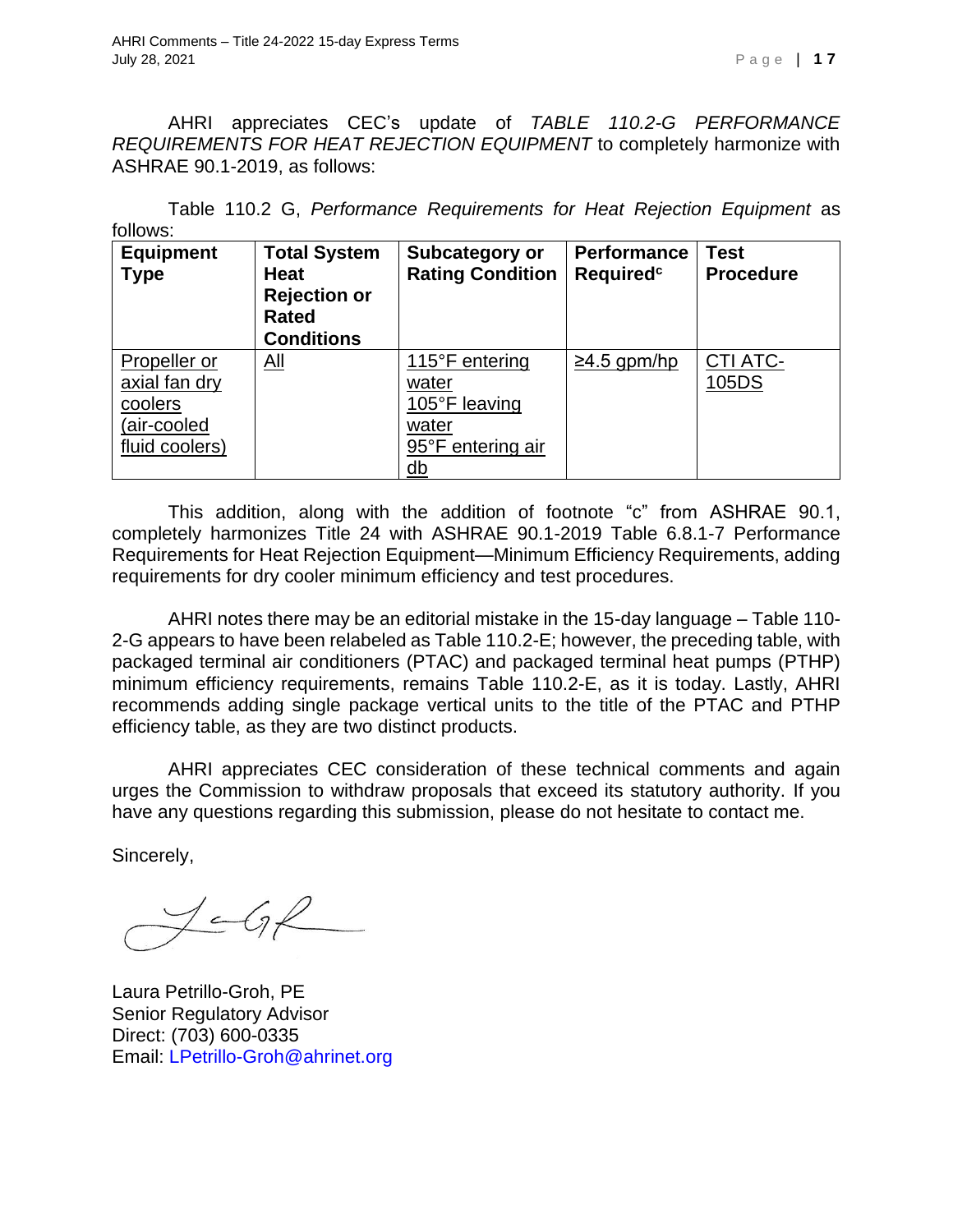AHRI appreciates CEC's update of *TABLE 110.2-G PERFORMANCE REQUIREMENTS FOR HEAT REJECTION EQUIPMENT* to completely harmonize with ASHRAE 90.1-2019, as follows:

Table 110.2 G, *Performance Requirements for Heat Rejection Equipment* as follows:

| **Equipment Type** | **Total System Heat Rejection or Rated Conditions** | **Subcategory or Rating Condition** | **Performance Required[c]** | **Test Procedure** |
|---|---|---|---|---|
| Propeller or axial fan dry coolers (air-cooled fluid coolers) | All | 115°F entering water 105°F leaving water 95°F entering air db | ≥4.5 gpm/hp | CTI ATC-105DS |

This addition, along with the addition of footnote "c" from ASHRAE 90.1, completely harmonizes Title 24 with ASHRAE 90.1-2019 Table 6.8.1-7 Performance Requirements for Heat Rejection Equipment—Minimum Efficiency Requirements, adding requirements for dry cooler minimum efficiency and test procedures.

AHRI notes there may be an editorial mistake in the 15-day language – Table 110-2-G appears to have been relabeled as Table 110.2-E; however, the preceding table, with packaged terminal air conditioners (PTAC) and packaged terminal heat pumps (PTHP) minimum efficiency requirements, remains Table 110.2-E, as it is today. Lastly, AHRI recommends adding single package vertical units to the title of the PTAC and PTHP efficiency table, as they are two distinct products.

AHRI appreciates CEC consideration of these technical comments and again urges the Commission to withdraw proposals that exceed its statutory authority. If you have any questions regarding this submission, please do not hesitate to contact me.

Sincerely,

Laura Petrillo-Groh, PE
Senior Regulatory Advisor
Direct: (703) 600-0335
Email: LPetrillo-Groh@ahrinet.org